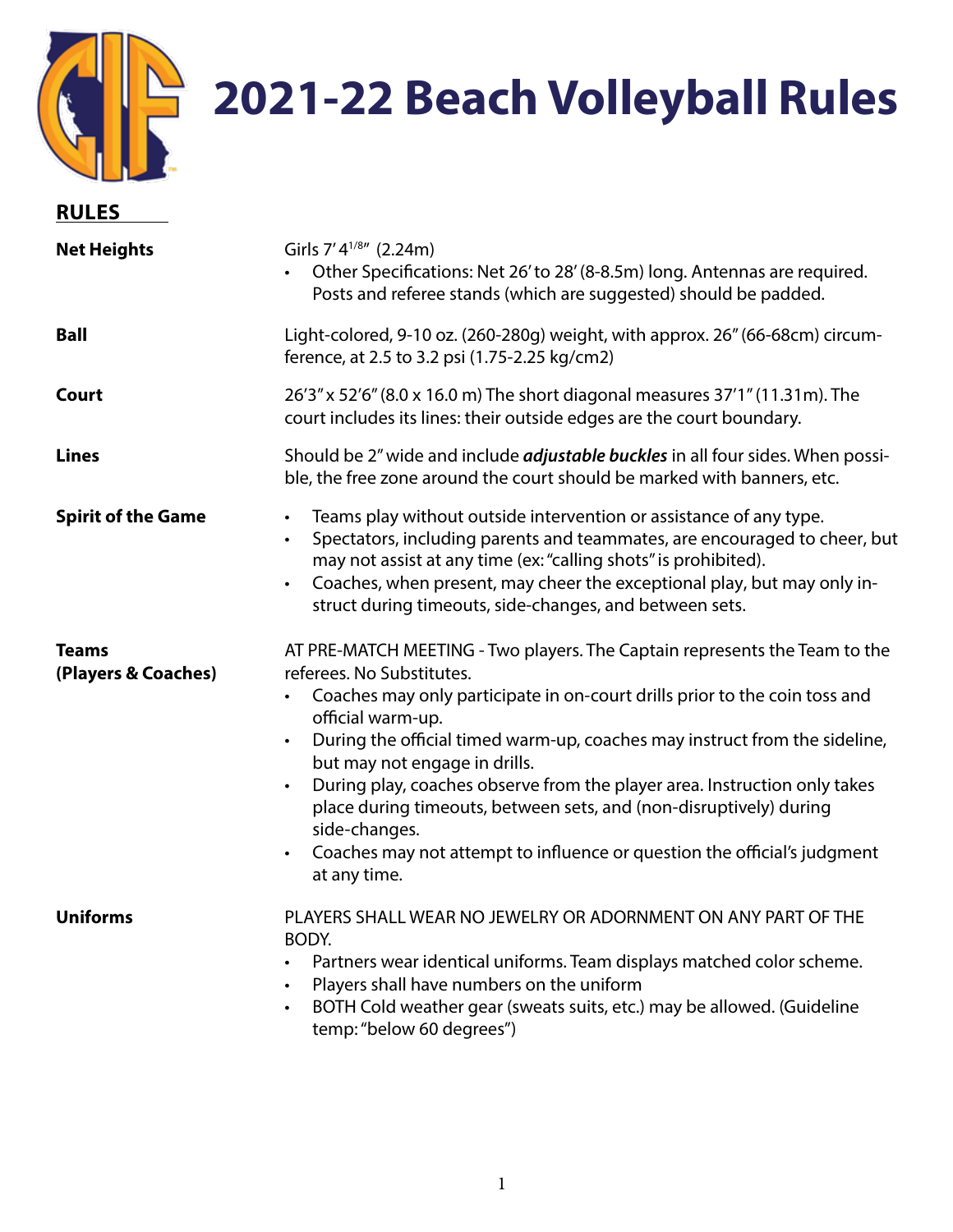# 2021-22 Beach Volleyball Rules

## RULES

**Net Heights**

Girls 7' 4 1/8" (2.24m)

- Other Specifications: Net 26' to 28' (8-8.5m) long. Antennas are required. Posts and referee stands (which are suggested) should be padded.

**Ball**

Light-colored, 9-10 oz. (260-280g) weight, with approx. 26" (66-68cm) circumference, at 2.5 to 3.2 psi (1.75-2.25 kg/cm2)

**Court**

26'3" x 52'6" (8.0 x 16.0 m) The short diagonal measures 37'1" (11.31m). The court includes its lines: their outside edges are the court boundary.

**Lines**

Should be 2" wide and include ***adjustable buckles*** in all four sides. When possible, the free zone around the court should be marked with banners, etc.

**Spirit of the Game**

- Teams play without outside intervention or assistance of any type.
- Spectators, including parents and teammates, are encouraged to cheer, but may not assist at any time (ex: "calling shots" is prohibited).
- Coaches, when present, may cheer the exceptional play, but may only instruct during timeouts, side-changes, and between sets.

**Teams (Players & Coaches)**

AT PRE-MATCH MEETING - Two players. The Captain represents the Team to the referees. No Substitutes.

- Coaches may only participate in on-court drills prior to the coin toss and official warm-up.
- During the official timed warm-up, coaches may instruct from the sideline, but may not engage in drills.
- During play, coaches observe from the player area. Instruction only takes place during timeouts, between sets, and (non-disruptively) during side-changes.
- Coaches may not attempt to influence or question the official's judgment at any time.

**Uniforms**

PLAYERS SHALL WEAR NO JEWELRY OR ADORNMENT ON ANY PART OF THE BODY.

- Partners wear identical uniforms. Team displays matched color scheme.
- Players shall have numbers on the uniform
- BOTH Cold weather gear (sweats suits, etc.) may be allowed. (Guideline temp: "below 60 degrees")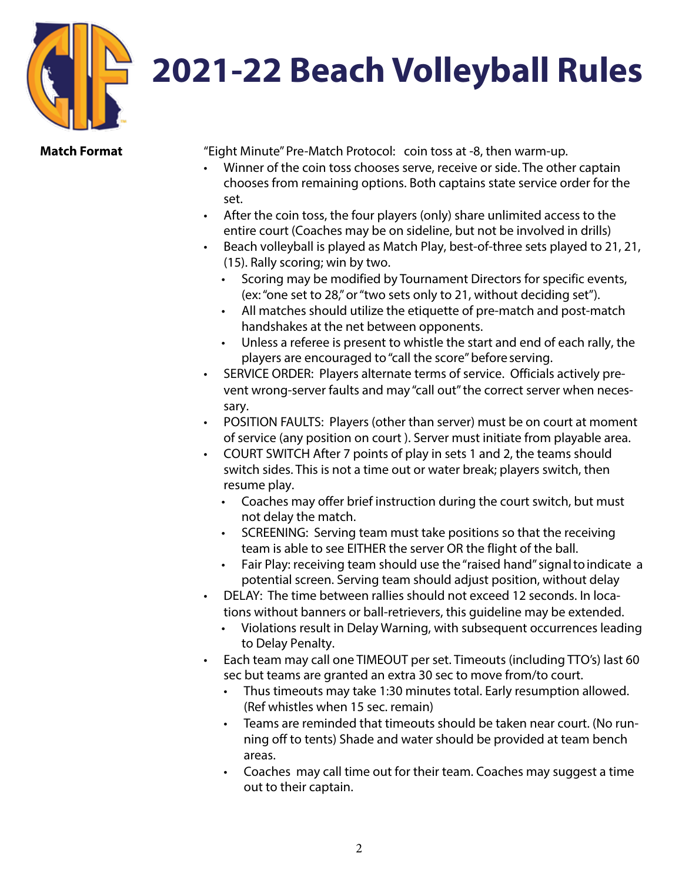// Begin transcription
# 2021-22 Beach Volleyball Rules

**Match Format**

"Eight Minute" Pre-Match Protocol: coin toss at -8, then warm-up.

- Winner of the coin toss chooses serve, receive or side. The other captain chooses from remaining options. Both captains state service order for the set.
- After the coin toss, the four players (only) share unlimited access to the entire court (Coaches may be on sideline, but not be involved in drills)
- Beach volleyball is played as Match Play, best-of-three sets played to 21, 21, (15). Rally scoring; win by two.
  - Scoring may be modified by Tournament Directors for specific events, (ex: "one set to 28," or "two sets only to 21, without deciding set").
  - All matches should utilize the etiquette of pre-match and post-match handshakes at the net between opponents.
  - Unless a referee is present to whistle the start and end of each rally, the players are encouraged to "call the score" before serving.
- SERVICE ORDER: Players alternate terms of service. Officials actively prevent wrong-server faults and may "call out" the correct server when necessary.
- POSITION FAULTS: Players (other than server) must be on court at moment of service (any position on court ). Server must initiate from playable area.
- COURT SWITCH After 7 points of play in sets 1 and 2, the teams should switch sides. This is not a time out or water break; players switch, then resume play.
  - Coaches may offer brief instruction during the court switch, but must not delay the match.
  - SCREENING: Serving team must take positions so that the receiving team is able to see EITHER the server OR the flight of the ball.
  - Fair Play: receiving team should use the "raised hand" signal to indicate a potential screen. Serving team should adjust position, without delay
- DELAY: The time between rallies should not exceed 12 seconds. In locations without banners or ball-retrievers, this guideline may be extended.
  - Violations result in Delay Warning, with subsequent occurrences leading to Delay Penalty.
- Each team may call one TIMEOUT per set. Timeouts (including TTO's) last 60 sec but teams are granted an extra 30 sec to move from/to court.
  - Thus timeouts may take 1:30 minutes total. Early resumption allowed. (Ref whistles when 15 sec. remain)
  - Teams are reminded that timeouts should be taken near court. (No running off to tents) Shade and water should be provided at team bench areas.
  - Coaches may call time out for their team. Coaches may suggest a time out to their captain.
// End transcription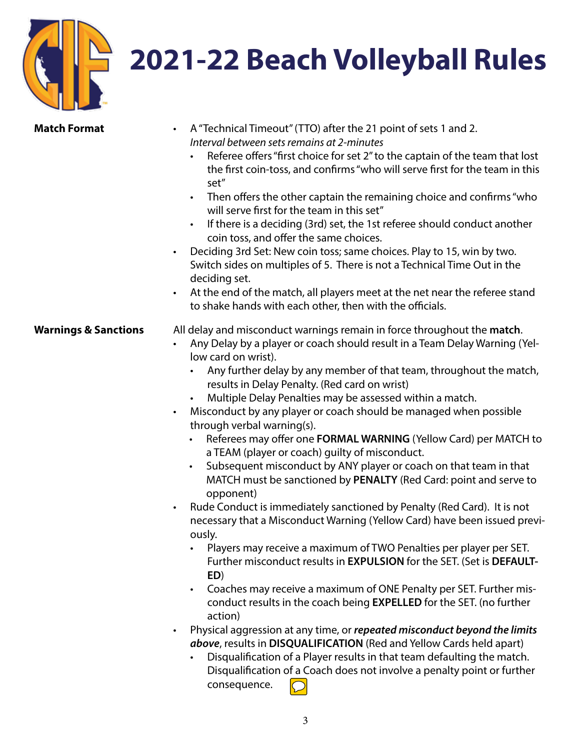# 2021-22 Beach Volleyball Rules

**Match Format**

- A "Technical Timeout" (TTO) after the 21 point of sets 1 and 2.
  *Interval between sets remains at 2-minutes*
  - Referee offers "first choice for set 2" to the captain of the team that lost the first coin-toss, and confirms "who will serve first for the team in this set"
  - Then offers the other captain the remaining choice and confirms "who will serve first for the team in this set"
  - If there is a deciding (3rd) set, the 1st referee should conduct another coin toss, and offer the same choices.
- Deciding 3rd Set: New coin toss; same choices. Play to 15, win by two. Switch sides on multiples of 5. There is not a Technical Time Out in the deciding set.
- At the end of the match, all players meet at the net near the referee stand to shake hands with each other, then with the officials.

**Warnings & Sanctions**

All delay and misconduct warnings remain in force throughout the **match**.

- Any Delay by a player or coach should result in a Team Delay Warning (Yellow card on wrist).
  - Any further delay by any member of that team, throughout the match, results in Delay Penalty. (Red card on wrist)
  - Multiple Delay Penalties may be assessed within a match.
- Misconduct by any player or coach should be managed when possible through verbal warning(s).
  - Referees may offer one **FORMAL WARNING** (Yellow Card) per MATCH to a TEAM (player or coach) guilty of misconduct.
  - Subsequent misconduct by ANY player or coach on that team in that MATCH must be sanctioned by **PENALTY** (Red Card: point and serve to opponent)
- Rude Conduct is immediately sanctioned by Penalty (Red Card). It is not necessary that a Misconduct Warning (Yellow Card) have been issued previously.
  - Players may receive a maximum of TWO Penalties per player per SET. Further misconduct results in **EXPULSION** for the SET. (Set is **DEFAULTED**)
  - Coaches may receive a maximum of ONE Penalty per SET. Further misconduct results in the coach being **EXPELLED** for the SET. (no further action)
- Physical aggression at any time, or ***repeated misconduct beyond the limits above***, results in **DISQUALIFICATION** (Red and Yellow Cards held apart)
  - Disqualification of a Player results in that team defaulting the match. Disqualification of a Coach does not involve a penalty point or further consequence.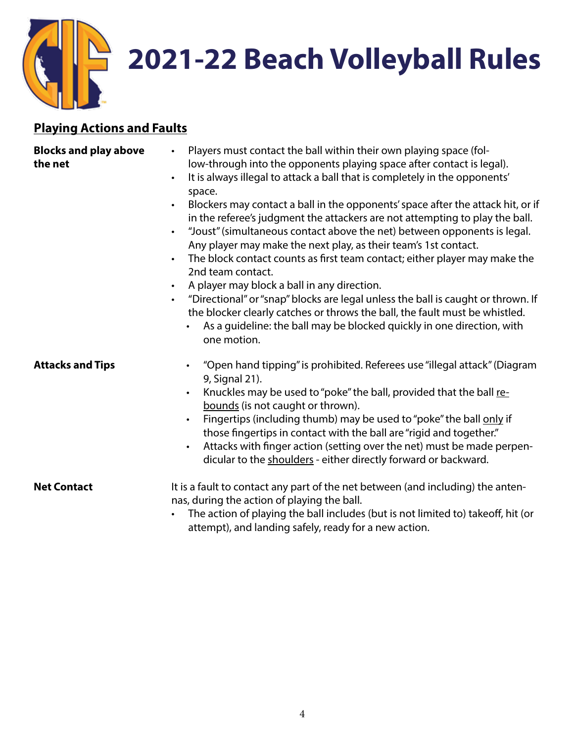# 2021-22 Beach Volleyball Rules

## Playing Actions and Faults

**Blocks and play above the net**

- Players must contact the ball within their own playing space (follow-through into the opponents playing space after contact is legal).
- It is always illegal to attack a ball that is completely in the opponents' space.
- Blockers may contact a ball in the opponents' space after the attack hit, or if in the referee's judgment the attackers are not attempting to play the ball.
- "Joust" (simultaneous contact above the net) between opponents is legal. Any player may make the next play, as their team's 1st contact.
- The block contact counts as first team contact; either player may make the 2nd team contact.
- A player may block a ball in any direction.
- "Directional" or "snap" blocks are legal unless the ball is caught or thrown. If the blocker clearly catches or throws the ball, the fault must be whistled.
  - As a guideline: the ball may be blocked quickly in one direction, with one motion.

**Attacks and Tips**

- "Open hand tipping" is prohibited. Referees use "illegal attack" (Diagram 9, Signal 21).
- Knuckles may be used to "poke" the ball, provided that the ball <u>rebounds</u> (is not caught or thrown).
- Fingertips (including thumb) may be used to "poke" the ball <u>only</u> if those fingertips in contact with the ball are "rigid and together."
- Attacks with finger action (setting over the net) must be made perpendicular to the <u>shoulders</u> - either directly forward or backward.

**Net Contact**

It is a fault to contact any part of the net between (and including) the antennas, during the action of playing the ball.

- The action of playing the ball includes (but is not limited to) takeoff, hit (or attempt), and landing safely, ready for a new action.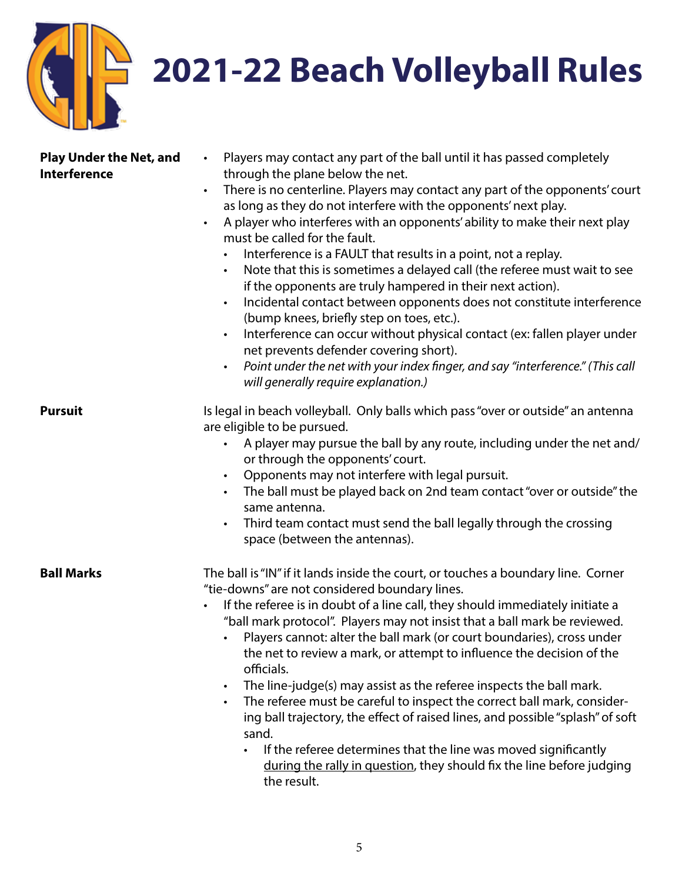# 2021-22 Beach Volleyball Rules

**Play Under the Net, and Interference**

- Players may contact any part of the ball until it has passed completely through the plane below the net.
- There is no centerline. Players may contact any part of the opponents' court as long as they do not interfere with the opponents' next play.
- A player who interferes with an opponents' ability to make their next play must be called for the fault.
  - Interference is a FAULT that results in a point, not a replay.
  - Note that this is sometimes a delayed call (the referee must wait to see if the opponents are truly hampered in their next action).
  - Incidental contact between opponents does not constitute interference (bump knees, briefly step on toes, etc.).
  - Interference can occur without physical contact (ex: fallen player under net prevents defender covering short).
  - *Point under the net with your index finger, and say "interference." (This call will generally require explanation.)*

**Pursuit**

Is legal in beach volleyball. Only balls which pass "over or outside" an antenna are eligible to be pursued.

- A player may pursue the ball by any route, including under the net and/or through the opponents' court.
- Opponents may not interfere with legal pursuit.
- The ball must be played back on 2nd team contact "over or outside" the same antenna.
- Third team contact must send the ball legally through the crossing space (between the antennas).

**Ball Marks**

The ball is "IN" if it lands inside the court, or touches a boundary line. Corner "tie-downs" are not considered boundary lines.

- If the referee is in doubt of a line call, they should immediately initiate a "ball mark protocol". Players may not insist that a ball mark be reviewed.
  - Players cannot: alter the ball mark (or court boundaries), cross under the net to review a mark, or attempt to influence the decision of the officials.
  - The line-judge(s) may assist as the referee inspects the ball mark.
  - The referee must be careful to inspect the correct ball mark, considering ball trajectory, the effect of raised lines, and possible "splash" of soft sand.
    - If the referee determines that the line was moved significantly <u>during the rally in question</u>, they should fix the line before judging the result.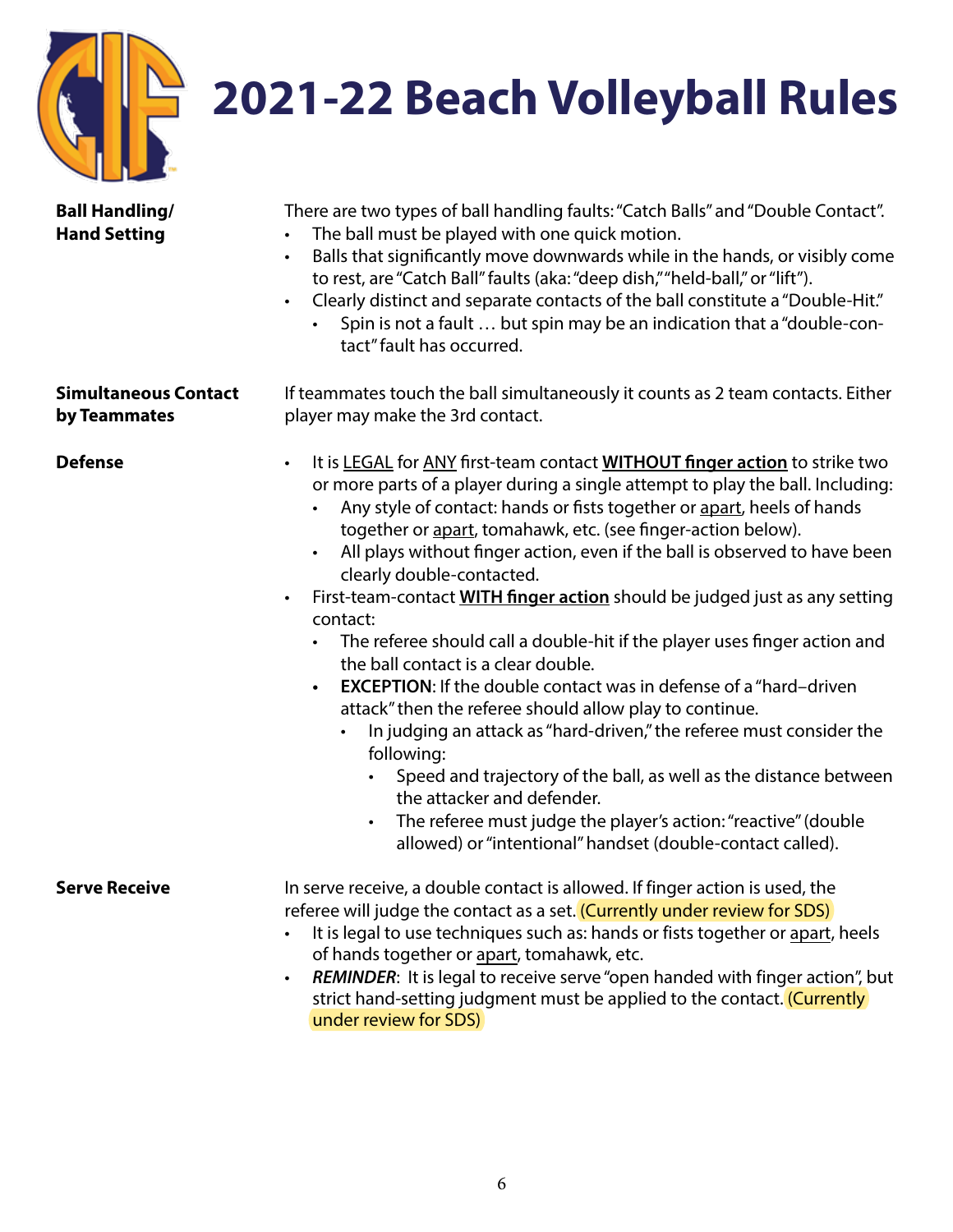# 2021-22 Beach Volleyball Rules

**Ball Handling/ Hand Setting**

There are two types of ball handling faults: "Catch Balls" and "Double Contact".

- The ball must be played with one quick motion.
- Balls that significantly move downwards while in the hands, or visibly come to rest, are "Catch Ball" faults (aka: "deep dish," "held-ball," or "lift").
- Clearly distinct and separate contacts of the ball constitute a "Double-Hit."
    - Spin is not a fault … but spin may be an indication that a "double-contact" fault has occurred.

**Simultaneous Contact by Teammates**

If teammates touch the ball simultaneously it counts as 2 team contacts. Either player may make the 3rd contact.

**Defense**

- It is <u>LEGAL</u> for <u>ANY</u> first-team contact <u>**WITHOUT finger action**</u> to strike two or more parts of a player during a single attempt to play the ball. Including:
    - Any style of contact: hands or fists together or <u>apart</u>, heels of hands together or <u>apart</u>, tomahawk, etc. (see finger-action below).
    - All plays without finger action, even if the ball is observed to have been clearly double-contacted.
- First-team-contact <u>**WITH finger action**</u> should be judged just as any setting contact:
    - The referee should call a double-hit if the player uses finger action and the ball contact is a clear double.
    - **EXCEPTION**: If the double contact was in defense of a "hard–driven attack" then the referee should allow play to continue.
        - In judging an attack as "hard-driven," the referee must consider the following:
            - Speed and trajectory of the ball, as well as the distance between the attacker and defender.
            - The referee must judge the player's action: "reactive" (double allowed) or "intentional" handset (double-contact called).

**Serve Receive**

In serve receive, a double contact is allowed. If finger action is used, the referee will judge the contact as a set. (Currently under review for SDS)

- It is legal to use techniques such as: hands or fists together or <u>apart</u>, heels of hands together or <u>apart</u>, tomahawk, etc.
- ***REMINDER***: It is legal to receive serve "open handed with finger action", but strict hand-setting judgment must be applied to the contact. (Currently under review for SDS)